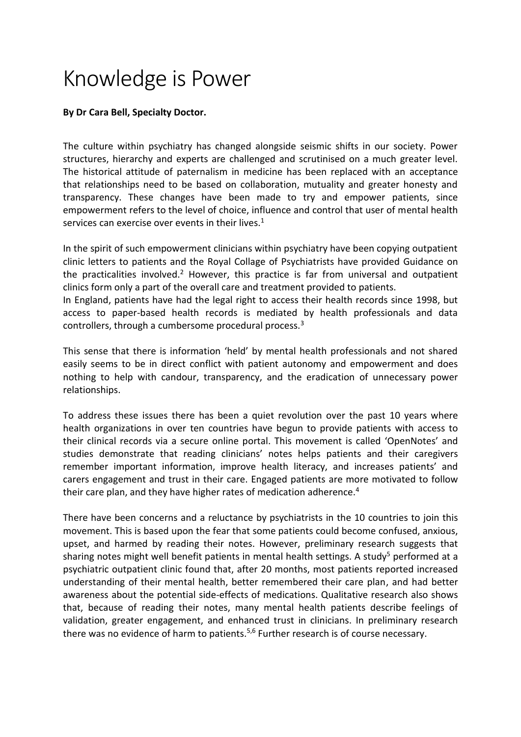# Knowledge is Power

**By Dr Cara Bell, Specialty Doctor.**

The culture within psychiatry has changed alongside seismic shifts in our society. Power structures, hierarchy and experts are challenged and scrutinised on a much greater level. The historical attitude of paternalism in medicine has been replaced with an acceptance that relationships need to be based on collaboration, mutuality and greater honesty and transparency. These changes have been made to try and empower patients, since empowerment refers to the level of choice, influence and control that user of mental health services can exercise over events in their lives.[1]

In the spirit of such empowerment clinicians within psychiatry have been copying outpatient clinic letters to patients and the Royal Collage of Psychiatrists have provided Guidance on the practicalities involved.[2] However, this practice is far from universal and outpatient clinics form only a part of the overall care and treatment provided to patients.

In England, patients have had the legal right to access their health records since 1998, but access to paper-based health records is mediated by health professionals and data controllers, through a cumbersome procedural process.[3]

This sense that there is information 'held' by mental health professionals and not shared easily seems to be in direct conflict with patient autonomy and empowerment and does nothing to help with candour, transparency, and the eradication of unnecessary power relationships.

To address these issues there has been a quiet revolution over the past 10 years where health organizations in over ten countries have begun to provide patients with access to their clinical records via a secure online portal. This movement is called 'OpenNotes' and studies demonstrate that reading clinicians' notes helps patients and their caregivers remember important information, improve health literacy, and increases patients' and carers engagement and trust in their care. Engaged patients are more motivated to follow their care plan, and they have higher rates of medication adherence.[4]

There have been concerns and a reluctance by psychiatrists in the 10 countries to join this movement. This is based upon the fear that some patients could become confused, anxious, upset, and harmed by reading their notes. However, preliminary research suggests that sharing notes might well benefit patients in mental health settings. A study[5] performed at a psychiatric outpatient clinic found that, after 20 months, most patients reported increased understanding of their mental health, better remembered their care plan, and had better awareness about the potential side-effects of medications. Qualitative research also shows that, because of reading their notes, many mental health patients describe feelings of validation, greater engagement, and enhanced trust in clinicians. In preliminary research there was no evidence of harm to patients.[5,6] Further research is of course necessary.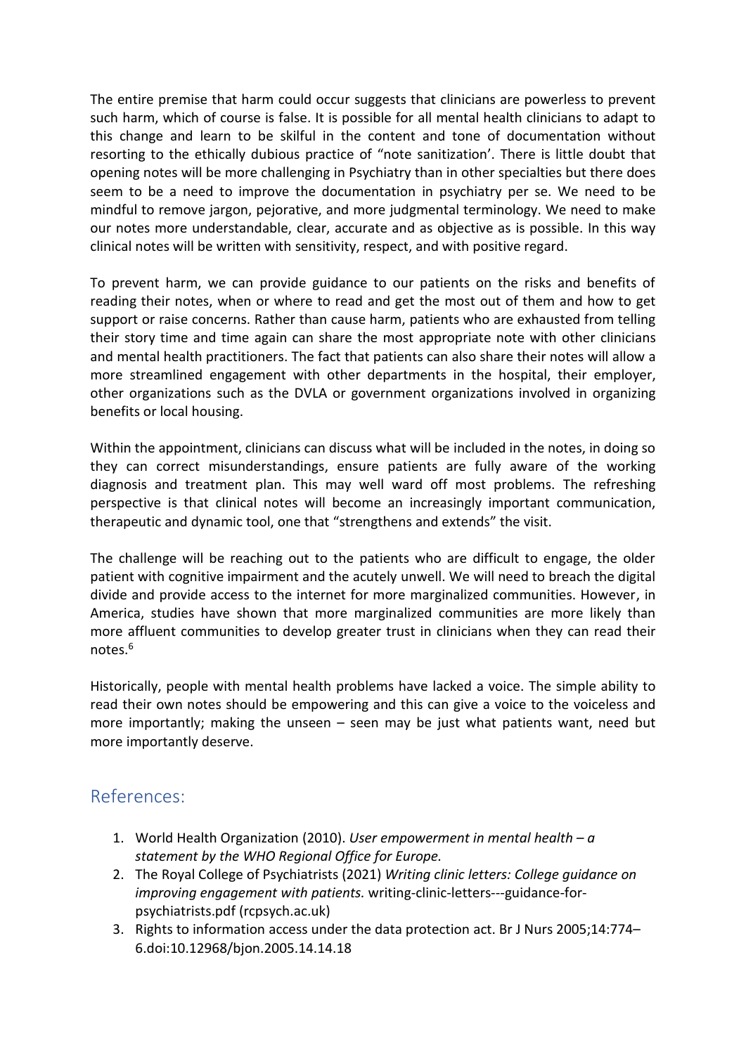The entire premise that harm could occur suggests that clinicians are powerless to prevent such harm, which of course is false. It is possible for all mental health clinicians to adapt to this change and learn to be skilful in the content and tone of documentation without resorting to the ethically dubious practice of "note sanitization'. There is little doubt that opening notes will be more challenging in Psychiatry than in other specialties but there does seem to be a need to improve the documentation in psychiatry per se. We need to be mindful to remove jargon, pejorative, and more judgmental terminology. We need to make our notes more understandable, clear, accurate and as objective as is possible. In this way clinical notes will be written with sensitivity, respect, and with positive regard.

To prevent harm, we can provide guidance to our patients on the risks and benefits of reading their notes, when or where to read and get the most out of them and how to get support or raise concerns. Rather than cause harm, patients who are exhausted from telling their story time and time again can share the most appropriate note with other clinicians and mental health practitioners. The fact that patients can also share their notes will allow a more streamlined engagement with other departments in the hospital, their employer, other organizations such as the DVLA or government organizations involved in organizing benefits or local housing.

Within the appointment, clinicians can discuss what will be included in the notes, in doing so they can correct misunderstandings, ensure patients are fully aware of the working diagnosis and treatment plan. This may well ward off most problems. The refreshing perspective is that clinical notes will become an increasingly important communication, therapeutic and dynamic tool, one that "strengthens and extends" the visit.

The challenge will be reaching out to the patients who are difficult to engage, the older patient with cognitive impairment and the acutely unwell. We will need to breach the digital divide and provide access to the internet for more marginalized communities. However, in America, studies have shown that more marginalized communities are more likely than more affluent communities to develop greater trust in clinicians when they can read their notes.[6]

Historically, people with mental health problems have lacked a voice. The simple ability to read their own notes should be empowering and this can give a voice to the voiceless and more importantly; making the unseen – seen may be just what patients want, need but more importantly deserve.

## References:

1. World Health Organization (2010). *User empowerment in mental health – a statement by the WHO Regional Office for Europe.*
2. The Royal College of Psychiatrists (2021) *Writing clinic letters: College guidance on improving engagement with patients.* writing-clinic-letters---guidance-for-psychiatrists.pdf (rcpsych.ac.uk)
3. Rights to information access under the data protection act. Br J Nurs 2005;14:774–6.doi:10.12968/bjon.2005.14.14.18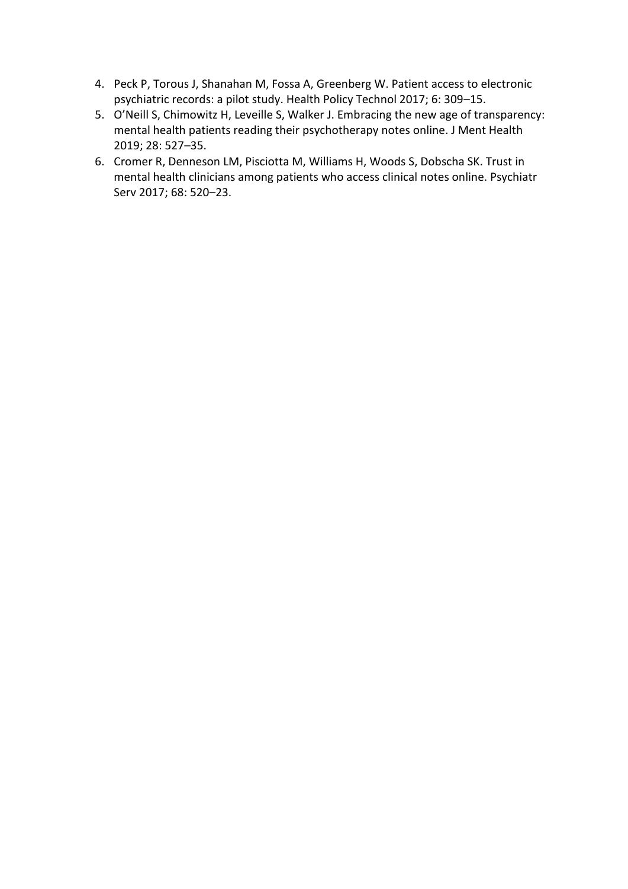4. Peck P, Torous J, Shanahan M, Fossa A, Greenberg W. Patient access to electronic psychiatric records: a pilot study. Health Policy Technol 2017; 6: 309–15.
5. O'Neill S, Chimowitz H, Leveille S, Walker J. Embracing the new age of transparency: mental health patients reading their psychotherapy notes online. J Ment Health 2019; 28: 527–35.
6. Cromer R, Denneson LM, Pisciotta M, Williams H, Woods S, Dobscha SK. Trust in mental health clinicians among patients who access clinical notes online. Psychiatr Serv 2017; 68: 520–23.